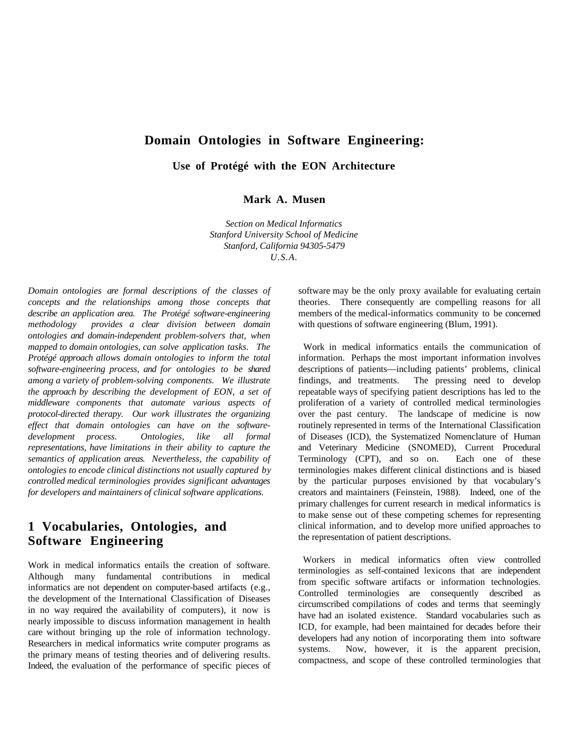# Domain Ontologies in Software Engineering:

## Use of Protégé with the EON Architecture

**Mark A. Musen**

*Section on Medical Informatics*
*Stanford University School of Medicine*
*Stanford, California 94305-5479*
*U.S.A.*

*Domain ontologies are formal descriptions of the classes of concepts and the relationships among those concepts that describe an application area. The Protégé software-engineering methodology provides a clear division between domain ontologies and domain-independent problem-solvers that, when mapped to domain ontologies, can solve application tasks. The Protégé approach allows domain ontologies to inform the total software-engineering process, and for ontologies to be shared among a variety of problem-solving components. We illustrate the approach by describing the development of EON, a set of middleware components that automate various aspects of protocol-directed therapy. Our work illustrates the organizing effect that domain ontologies can have on the software-development process. Ontologies, like all formal representations, have limitations in their ability to capture the semantics of application areas. Nevertheless, the capability of ontologies to encode clinical distinctions not usually captured by controlled medical terminologies provides significant advantages for developers and maintainers of clinical software applications.*

## 1 Vocabularies, Ontologies, and Software Engineering

Work in medical informatics entails the creation of software. Although many fundamental contributions in medical informatics are not dependent on computer-based artifacts (e.g., the development of the International Classification of Diseases in no way required the availability of computers), it now is nearly impossible to discuss information management in health care without bringing up the role of information technology. Researchers in medical informatics write computer programs as the primary means of testing theories and of delivering results. Indeed, the evaluation of the performance of specific pieces of software may be the only proxy available for evaluating certain theories. There consequently are compelling reasons for all members of the medical-informatics community to be concerned with questions of software engineering (Blum, 1991).

Work in medical informatics entails the communication of information. Perhaps the most important information involves descriptions of patients—including patients' problems, clinical findings, and treatments. The pressing need to develop repeatable ways of specifying patient descriptions has led to the proliferation of a variety of controlled medical terminologies over the past century. The landscape of medicine is now routinely represented in terms of the International Classification of Diseases (ICD), the Systematized Nomenclature of Human and Veterinary Medicine (SNOMED), Current Procedural Terminology (CPT), and so on. Each one of these terminologies makes different clinical distinctions and is biased by the particular purposes envisioned by that vocabulary's creators and maintainers (Feinstein, 1988). Indeed, one of the primary challenges for current research in medical informatics is to make sense out of these competing schemes for representing clinical information, and to develop more unified approaches to the representation of patient descriptions.

Workers in medical informatics often view controlled terminologies as self-contained lexicons that are independent from specific software artifacts or information technologies. Controlled terminologies are consequently described as circumscribed compilations of codes and terms that seemingly have had an isolated existence. Standard vocabularies such as ICD, for example, had been maintained for decades before their developers had any notion of incorporating them into software systems. Now, however, it is the apparent precision, compactness, and scope of these controlled terminologies that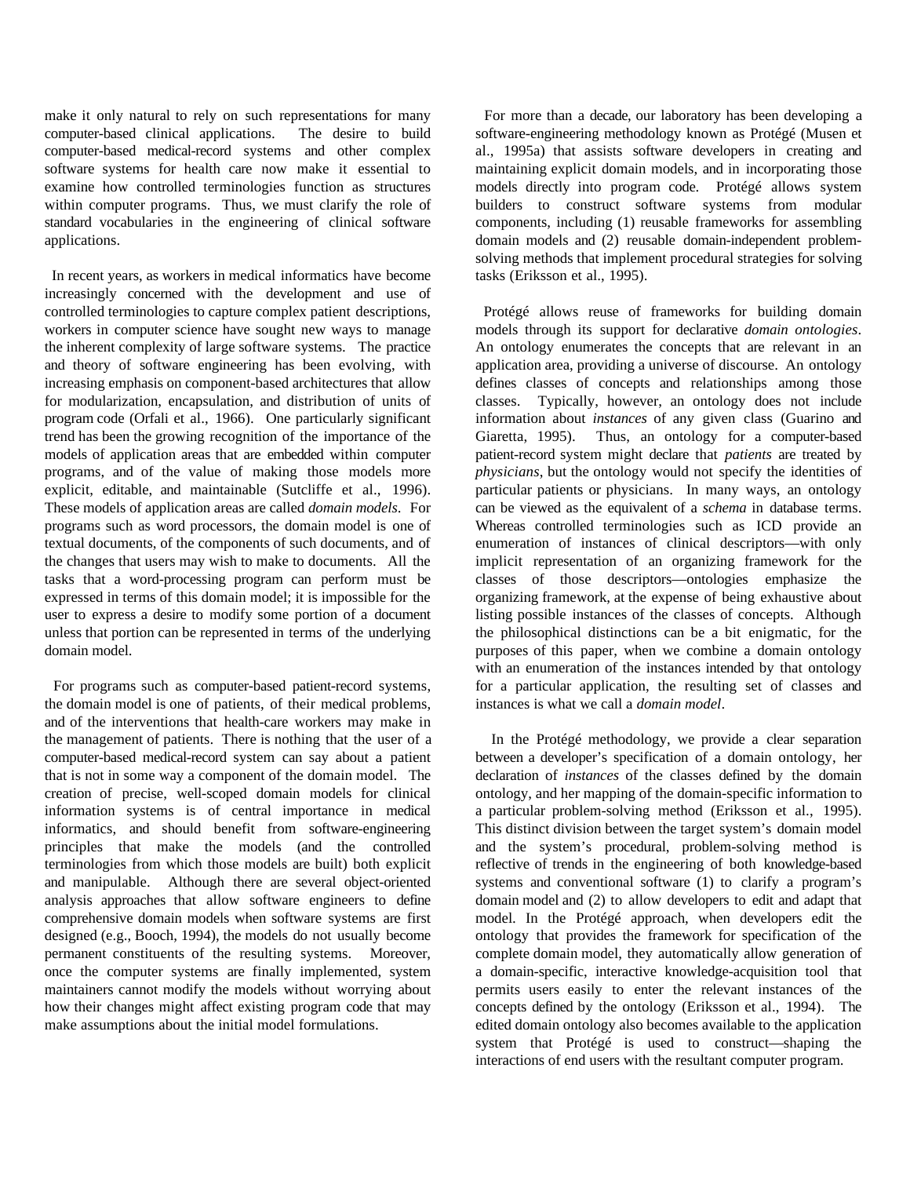make it only natural to rely on such representations for many computer-based clinical applications. The desire to build computer-based medical-record systems and other complex software systems for health care now make it essential to examine how controlled terminologies function as structures within computer programs. Thus, we must clarify the role of standard vocabularies in the engineering of clinical software applications.

In recent years, as workers in medical informatics have become increasingly concerned with the development and use of controlled terminologies to capture complex patient descriptions, workers in computer science have sought new ways to manage the inherent complexity of large software systems. The practice and theory of software engineering has been evolving, with increasing emphasis on component-based architectures that allow for modularization, encapsulation, and distribution of units of program code (Orfali et al., 1966). One particularly significant trend has been the growing recognition of the importance of the models of application areas that are embedded within computer programs, and of the value of making those models more explicit, editable, and maintainable (Sutcliffe et al., 1996). These models of application areas are called *domain models*. For programs such as word processors, the domain model is one of textual documents, of the components of such documents, and of the changes that users may wish to make to documents. All the tasks that a word-processing program can perform must be expressed in terms of this domain model; it is impossible for the user to express a desire to modify some portion of a document unless that portion can be represented in terms of the underlying domain model.

For programs such as computer-based patient-record systems, the domain model is one of patients, of their medical problems, and of the interventions that health-care workers may make in the management of patients. There is nothing that the user of a computer-based medical-record system can say about a patient that is not in some way a component of the domain model. The creation of precise, well-scoped domain models for clinical information systems is of central importance in medical informatics, and should benefit from software-engineering principles that make the models (and the controlled terminologies from which those models are built) both explicit and manipulable. Although there are several object-oriented analysis approaches that allow software engineers to define comprehensive domain models when software systems are first designed (e.g., Booch, 1994), the models do not usually become permanent constituents of the resulting systems. Moreover, once the computer systems are finally implemented, system maintainers cannot modify the models without worrying about how their changes might affect existing program code that may make assumptions about the initial model formulations.

For more than a decade, our laboratory has been developing a software-engineering methodology known as Protégé (Musen et al., 1995a) that assists software developers in creating and maintaining explicit domain models, and in incorporating those models directly into program code. Protégé allows system builders to construct software systems from modular components, including (1) reusable frameworks for assembling domain models and (2) reusable domain-independent problem-solving methods that implement procedural strategies for solving tasks (Eriksson et al., 1995).

Protégé allows reuse of frameworks for building domain models through its support for declarative *domain ontologies*. An ontology enumerates the concepts that are relevant in an application area, providing a universe of discourse. An ontology defines classes of concepts and relationships among those classes. Typically, however, an ontology does not include information about *instances* of any given class (Guarino and Giaretta, 1995). Thus, an ontology for a computer-based patient-record system might declare that *patients* are treated by *physicians*, but the ontology would not specify the identities of particular patients or physicians. In many ways, an ontology can be viewed as the equivalent of a *schema* in database terms. Whereas controlled terminologies such as ICD provide an enumeration of instances of clinical descriptors—with only implicit representation of an organizing framework for the classes of those descriptors—ontologies emphasize the organizing framework, at the expense of being exhaustive about listing possible instances of the classes of concepts. Although the philosophical distinctions can be a bit enigmatic, for the purposes of this paper, when we combine a domain ontology with an enumeration of the instances intended by that ontology for a particular application, the resulting set of classes and instances is what we call a *domain model*.

In the Protégé methodology, we provide a clear separation between a developer's specification of a domain ontology, her declaration of *instances* of the classes defined by the domain ontology, and her mapping of the domain-specific information to a particular problem-solving method (Eriksson et al., 1995). This distinct division between the target system's domain model and the system's procedural, problem-solving method is reflective of trends in the engineering of both knowledge-based systems and conventional software (1) to clarify a program's domain model and (2) to allow developers to edit and adapt that model. In the Protégé approach, when developers edit the ontology that provides the framework for specification of the complete domain model, they automatically allow generation of a domain-specific, interactive knowledge-acquisition tool that permits users easily to enter the relevant instances of the concepts defined by the ontology (Eriksson et al., 1994). The edited domain ontology also becomes available to the application system that Protégé is used to construct—shaping the interactions of end users with the resultant computer program.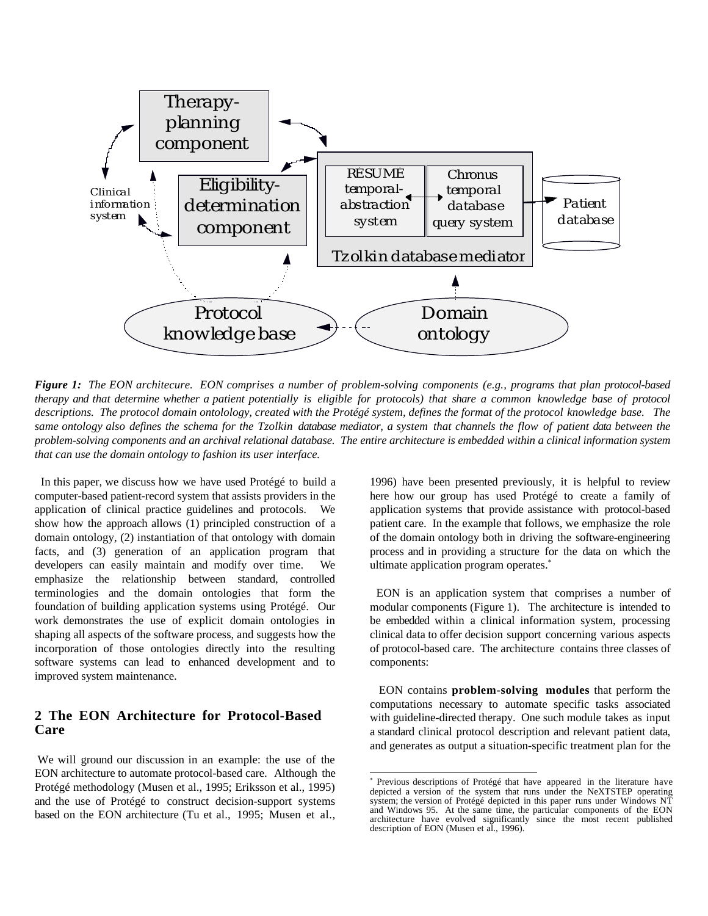*Figure 1: The EON architecure. EON comprises a number of problem-solving components (e.g., programs that plan protocol-based therapy and that determine whether a patient potentially is eligible for protocols) that share a common knowledge base of protocol descriptions. The protocol domain ontolology, created with the Protégé system, defines the format of the protocol knowledge base. The same ontology also defines the schema for the Tzolkin database mediator, a system that channels the flow of patient data between the problem-solving components and an archival relational database. The entire architecture is embedded within a clinical information system that can use the domain ontology to fashion its user interface.*

In this paper, we discuss how we have used Protégé to build a computer-based patient-record system that assists providers in the application of clinical practice guidelines and protocols. We show how the approach allows (1) principled construction of a domain ontology, (2) instantiation of that ontology with domain facts, and (3) generation of an application program that developers can easily maintain and modify over time. We emphasize the relationship between standard, controlled terminologies and the domain ontologies that form the foundation of building application systems using Protégé. Our work demonstrates the use of explicit domain ontologies in shaping all aspects of the software process, and suggests how the incorporation of those ontologies directly into the resulting software systems can lead to enhanced development and to improved system maintenance.

## 2 The EON Architecture for Protocol-Based Care

We will ground our discussion in an example: the use of the EON architecture to automate protocol-based care. Although the Protégé methodology (Musen et al., 1995; Eriksson et al., 1995) and the use of Protégé to construct decision-support systems based on the EON architecture (Tu et al., 1995; Musen et al., 1996) have been presented previously, it is helpful to review here how our group has used Protégé to create a family of application systems that provide assistance with protocol-based patient care. In the example that follows, we emphasize the role of the domain ontology both in driving the software-engineering process and in providing a structure for the data on which the ultimate application program operates.*

EON is an application system that comprises a number of modular components (Figure 1). The architecture is intended to be embedded within a clinical information system, processing clinical data to offer decision support concerning various aspects of protocol-based care. The architecture contains three classes of components:

EON contains **problem-solving modules** that perform the computations necessary to automate specific tasks associated with guideline-directed therapy. One such module takes as input a standard clinical protocol description and relevant patient data, and generates as output a situation-specific treatment plan for the

* Previous descriptions of Protégé that have appeared in the literature have depicted a version of the system that runs under the NeXTSTEP operating system; the version of Protégé depicted in this paper runs under Windows NT and Windows 95. At the same time, the particular components of the EON architecture have evolved significantly since the most recent published description of EON (Musen et al., 1996).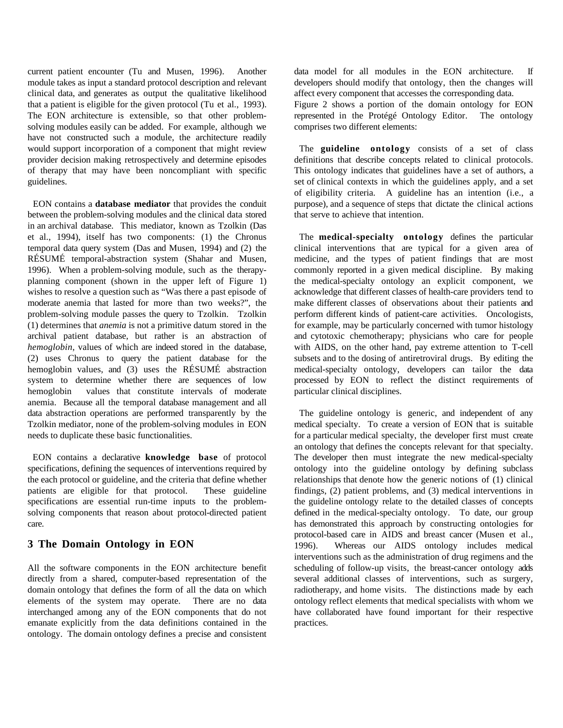current patient encounter (Tu and Musen, 1996). Another module takes as input a standard protocol description and relevant clinical data, and generates as output the qualitative likelihood that a patient is eligible for the given protocol (Tu et al., 1993). The EON architecture is extensible, so that other problem-solving modules easily can be added. For example, although we have not constructed such a module, the architecture readily would support incorporation of a component that might review provider decision making retrospectively and determine episodes of therapy that may have been noncompliant with specific guidelines.

EON contains a **database mediator** that provides the conduit between the problem-solving modules and the clinical data stored in an archival database. This mediator, known as Tzolkin (Das et al., 1994), itself has two components: (1) the Chronus temporal data query system (Das and Musen, 1994) and (2) the RÉSUMÉ temporal-abstraction system (Shahar and Musen, 1996). When a problem-solving module, such as the therapy-planning component (shown in the upper left of Figure 1) wishes to resolve a question such as "Was there a past episode of moderate anemia that lasted for more than two weeks?", the problem-solving module passes the query to Tzolkin. Tzolkin (1) determines that *anemia* is not a primitive datum stored in the archival patient database, but rather is an abstraction of *hemoglobin*, values of which are indeed stored in the database, (2) uses Chronus to query the patient database for the hemoglobin values, and (3) uses the RÉSUMÉ abstraction system to determine whether there are sequences of low hemoglobin values that constitute intervals of moderate anemia. Because all the temporal database management and all data abstraction operations are performed transparently by the Tzolkin mediator, none of the problem-solving modules in EON needs to duplicate these basic functionalities.

EON contains a declarative **knowledge base** of protocol specifications, defining the sequences of interventions required by the each protocol or guideline, and the criteria that define whether patients are eligible for that protocol. These guideline specifications are essential run-time inputs to the problem-solving components that reason about protocol-directed patient care.

## 3 The Domain Ontology in EON

All the software components in the EON architecture benefit directly from a shared, computer-based representation of the domain ontology that defines the form of all the data on which elements of the system may operate. There are no data interchanged among any of the EON components that do not emanate explicitly from the data definitions contained in the ontology. The domain ontology defines a precise and consistent data model for all modules in the EON architecture. If developers should modify that ontology, then the changes will affect every component that accesses the corresponding data.

Figure 2 shows a portion of the domain ontology for EON represented in the Protégé Ontology Editor. The ontology comprises two different elements:

The **guideline ontology** consists of a set of class definitions that describe concepts related to clinical protocols. This ontology indicates that guidelines have a set of authors, a set of clinical contexts in which the guidelines apply, and a set of eligibility criteria. A guideline has an intention (i.e., a purpose), and a sequence of steps that dictate the clinical actions that serve to achieve that intention.

The **medical-specialty ontology** defines the particular clinical interventions that are typical for a given area of medicine, and the types of patient findings that are most commonly reported in a given medical discipline. By making the medical-specialty ontology an explicit component, we acknowledge that different classes of health-care providers tend to make different classes of observations about their patients and perform different kinds of patient-care activities. Oncologists, for example, may be particularly concerned with tumor histology and cytotoxic chemotherapy; physicians who care for people with AIDS, on the other hand, pay extreme attention to T-cell subsets and to the dosing of antiretroviral drugs. By editing the medical-specialty ontology, developers can tailor the data processed by EON to reflect the distinct requirements of particular clinical disciplines.

The guideline ontology is generic, and independent of any medical specialty. To create a version of EON that is suitable for a particular medical specialty, the developer first must create an ontology that defines the concepts relevant for that specialty. The developer then must integrate the new medical-specialty ontology into the guideline ontology by defining subclass relationships that denote how the generic notions of (1) clinical findings, (2) patient problems, and (3) medical interventions in the guideline ontology relate to the detailed classes of concepts defined in the medical-specialty ontology. To date, our group has demonstrated this approach by constructing ontologies for protocol-based care in AIDS and breast cancer (Musen et al., 1996). Whereas our AIDS ontology includes medical interventions such as the administration of drug regimens and the scheduling of follow-up visits, the breast-cancer ontology adds several additional classes of interventions, such as surgery, radiotherapy, and home visits. The distinctions made by each ontology reflect elements that medical specialists with whom we have collaborated have found important for their respective practices.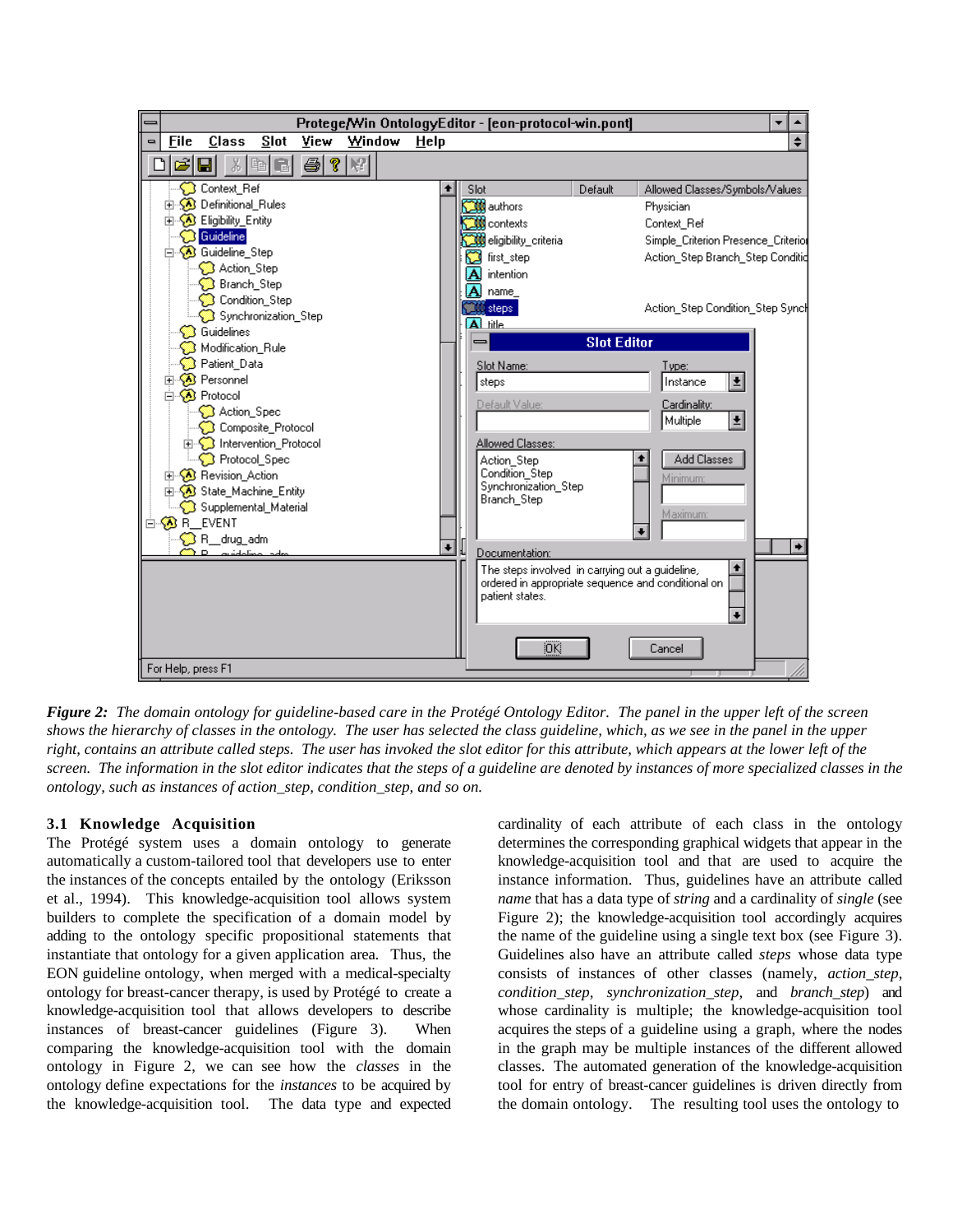*Figure 2: The domain ontology for guideline-based care in the Protégé Ontology Editor. The panel in the upper left of the screen shows the hierarchy of classes in the ontology. The user has selected the class guideline, which, as we see in the panel in the upper right, contains an attribute called steps. The user has invoked the slot editor for this attribute, which appears at the lower left of the screen. The information in the slot editor indicates that the steps of a guideline are denoted by instances of more specialized classes in the ontology, such as instances of action_step, condition_step, and so on.*

### 3.1 Knowledge Acquisition

The Protégé system uses a domain ontology to generate automatically a custom-tailored tool that developers use to enter the instances of the concepts entailed by the ontology (Eriksson et al., 1994). This knowledge-acquisition tool allows system builders to complete the specification of a domain model by adding to the ontology specific propositional statements that instantiate that ontology for a given application area. Thus, the EON guideline ontology, when merged with a medical-specialty ontology for breast-cancer therapy, is used by Protégé to create a knowledge-acquisition tool that allows developers to describe instances of breast-cancer guidelines (Figure 3). When comparing the knowledge-acquisition tool with the domain ontology in Figure 2, we can see how the *classes* in the ontology define expectations for the *instances* to be acquired by the knowledge-acquisition tool. The data type and expected cardinality of each attribute of each class in the ontology determines the corresponding graphical widgets that appear in the knowledge-acquisition tool and that are used to acquire the instance information. Thus, guidelines have an attribute called *name* that has a data type of *string* and a cardinality of *single* (see Figure 2); the knowledge-acquisition tool accordingly acquires the name of the guideline using a single text box (see Figure 3). Guidelines also have an attribute called *steps* whose data type consists of instances of other classes (namely, *action_step*, *condition_step*, *synchronization_step*, and *branch_step*) and whose cardinality is multiple; the knowledge-acquisition tool acquires the steps of a guideline using a graph, where the nodes in the graph may be multiple instances of the different allowed classes. The automated generation of the knowledge-acquisition tool for entry of breast-cancer guidelines is driven directly from the domain ontology. The resulting tool uses the ontology to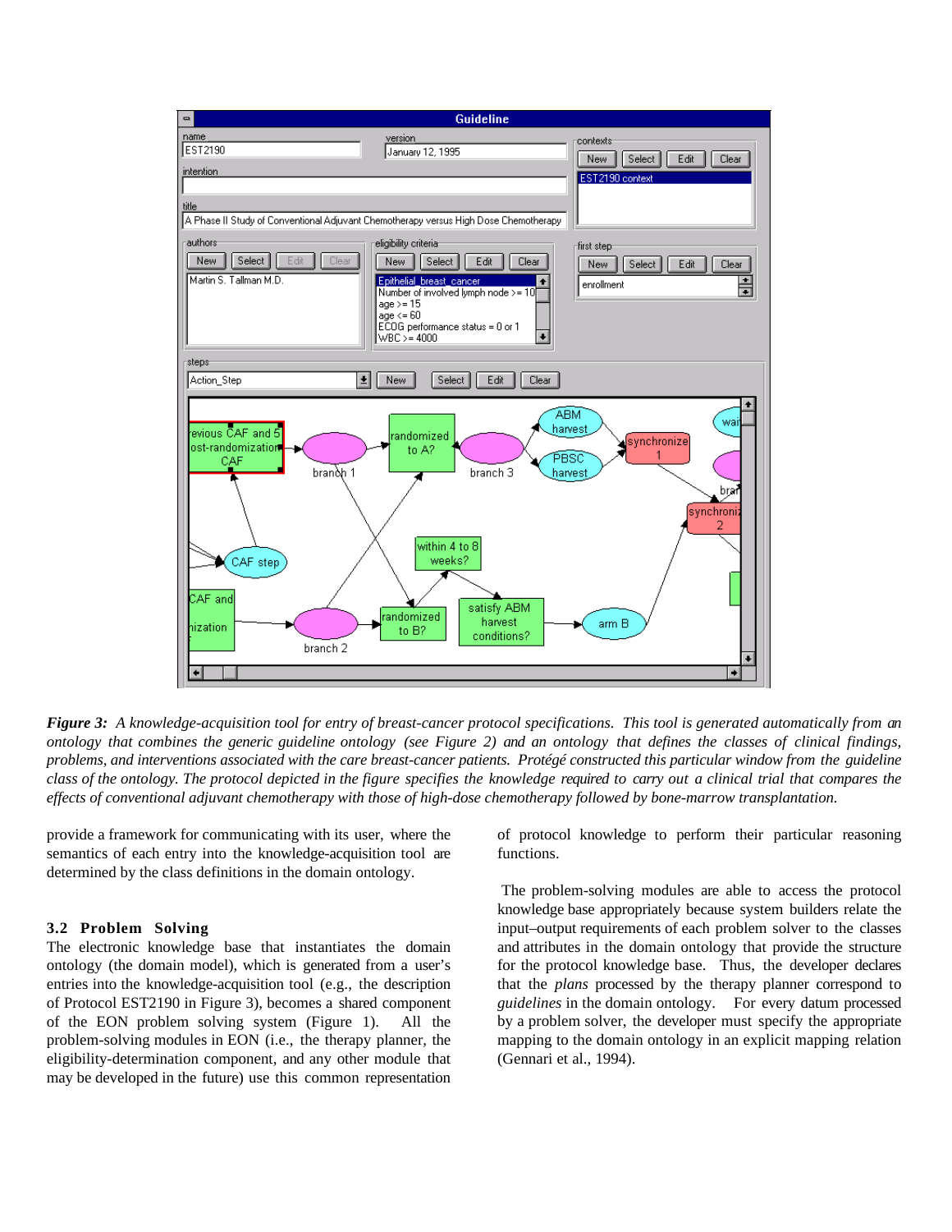*Figure 3: A knowledge-acquisition tool for entry of breast-cancer protocol specifications. This tool is generated automatically from an ontology that combines the generic guideline ontology (see Figure 2) and an ontology that defines the classes of clinical findings, problems, and interventions associated with the care breast-cancer patients. Protégé constructed this particular window from the guideline class of the ontology. The protocol depicted in the figure specifies the knowledge required to carry out a clinical trial that compares the effects of conventional adjuvant chemotherapy with those of high-dose chemotherapy followed by bone-marrow transplantation.*

provide a framework for communicating with its user, where the semantics of each entry into the knowledge-acquisition tool are determined by the class definitions in the domain ontology.

### 3.2 Problem Solving

The electronic knowledge base that instantiates the domain ontology (the domain model), which is generated from a user's entries into the knowledge-acquisition tool (e.g., the description of Protocol EST2190 in Figure 3), becomes a shared component of the EON problem solving system (Figure 1). All the problem-solving modules in EON (i.e., the therapy planner, the eligibility-determination component, and any other module that may be developed in the future) use this common representation of protocol knowledge to perform their particular reasoning functions.

The problem-solving modules are able to access the protocol knowledge base appropriately because system builders relate the input–output requirements of each problem solver to the classes and attributes in the domain ontology that provide the structure for the protocol knowledge base. Thus, the developer declares that the *plans* processed by the therapy planner correspond to *guidelines* in the domain ontology. For every datum processed by a problem solver, the developer must specify the appropriate mapping to the domain ontology in an explicit mapping relation (Gennari et al., 1994).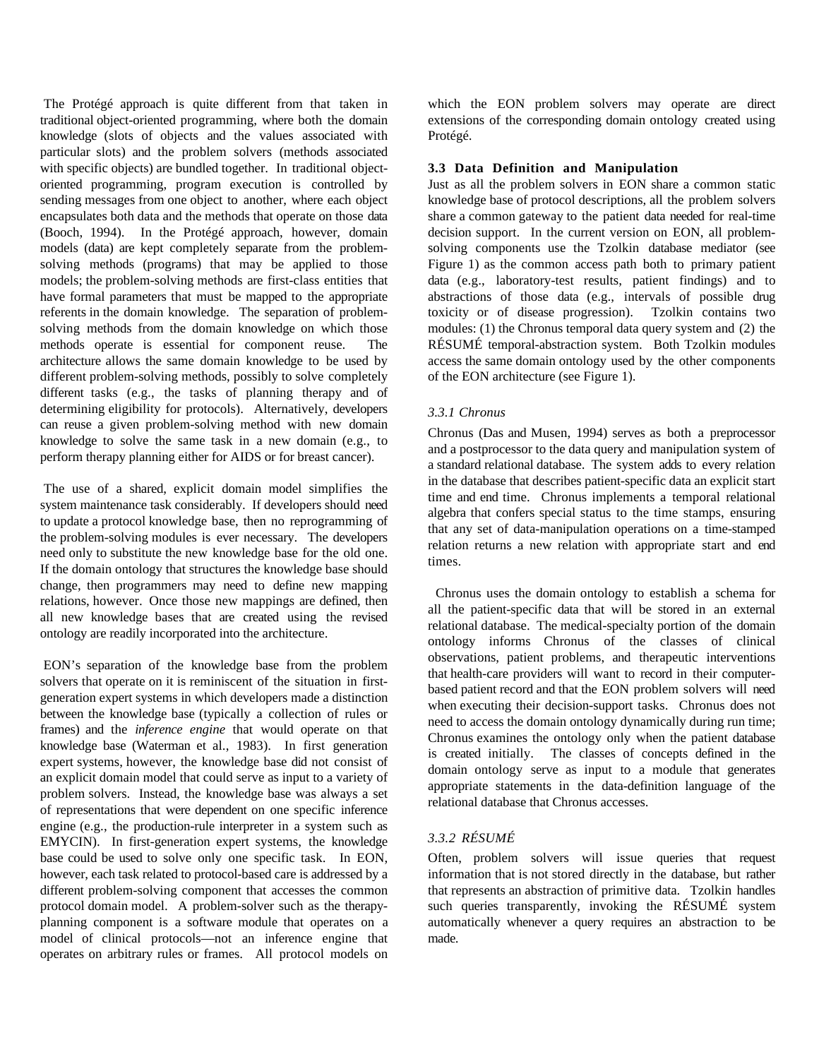The Protégé approach is quite different from that taken in traditional object-oriented programming, where both the domain knowledge (slots of objects and the values associated with particular slots) and the problem solvers (methods associated with specific objects) are bundled together. In traditional object-oriented programming, program execution is controlled by sending messages from one object to another, where each object encapsulates both data and the methods that operate on those data (Booch, 1994). In the Protégé approach, however, domain models (data) are kept completely separate from the problem-solving methods (programs) that may be applied to those models; the problem-solving methods are first-class entities that have formal parameters that must be mapped to the appropriate referents in the domain knowledge. The separation of problem-solving methods from the domain knowledge on which those methods operate is essential for component reuse. The architecture allows the same domain knowledge to be used by different problem-solving methods, possibly to solve completely different tasks (e.g., the tasks of planning therapy and of determining eligibility for protocols). Alternatively, developers can reuse a given problem-solving method with new domain knowledge to solve the same task in a new domain (e.g., to perform therapy planning either for AIDS or for breast cancer).

The use of a shared, explicit domain model simplifies the system maintenance task considerably. If developers should need to update a protocol knowledge base, then no reprogramming of the problem-solving modules is ever necessary. The developers need only to substitute the new knowledge base for the old one. If the domain ontology that structures the knowledge base should change, then programmers may need to define new mapping relations, however. Once those new mappings are defined, then all new knowledge bases that are created using the revised ontology are readily incorporated into the architecture.

EON's separation of the knowledge base from the problem solvers that operate on it is reminiscent of the situation in first-generation expert systems in which developers made a distinction between the knowledge base (typically a collection of rules or frames) and the *inference engine* that would operate on that knowledge base (Waterman et al., 1983). In first generation expert systems, however, the knowledge base did not consist of an explicit domain model that could serve as input to a variety of problem solvers. Instead, the knowledge base was always a set of representations that were dependent on one specific inference engine (e.g., the production-rule interpreter in a system such as EMYCIN). In first-generation expert systems, the knowledge base could be used to solve only one specific task. In EON, however, each task related to protocol-based care is addressed by a different problem-solving component that accesses the common protocol domain model. A problem-solver such as the therapy-planning component is a software module that operates on a model of clinical protocols—not an inference engine that operates on arbitrary rules or frames. All protocol models on which the EON problem solvers may operate are direct extensions of the corresponding domain ontology created using Protégé.

### 3.3 Data Definition and Manipulation

Just as all the problem solvers in EON share a common static knowledge base of protocol descriptions, all the problem solvers share a common gateway to the patient data needed for real-time decision support. In the current version on EON, all problem-solving components use the Tzolkin database mediator (see Figure 1) as the common access path both to primary patient data (e.g., laboratory-test results, patient findings) and to abstractions of those data (e.g., intervals of possible drug toxicity or of disease progression). Tzolkin contains two modules: (1) the Chronus temporal data query system and (2) the RÉSUMÉ temporal-abstraction system. Both Tzolkin modules access the same domain ontology used by the other components of the EON architecture (see Figure 1).

#### *3.3.1 Chronus*

Chronus (Das and Musen, 1994) serves as both a preprocessor and a postprocessor to the data query and manipulation system of a standard relational database. The system adds to every relation in the database that describes patient-specific data an explicit start time and end time. Chronus implements a temporal relational algebra that confers special status to the time stamps, ensuring that any set of data-manipulation operations on a time-stamped relation returns a new relation with appropriate start and end times.

Chronus uses the domain ontology to establish a schema for all the patient-specific data that will be stored in an external relational database. The medical-specialty portion of the domain ontology informs Chronus of the classes of clinical observations, patient problems, and therapeutic interventions that health-care providers will want to record in their computer-based patient record and that the EON problem solvers will need when executing their decision-support tasks. Chronus does not need to access the domain ontology dynamically during run time; Chronus examines the ontology only when the patient database is created initially. The classes of concepts defined in the domain ontology serve as input to a module that generates appropriate statements in the data-definition language of the relational database that Chronus accesses.

#### *3.3.2 RÉSUMÉ*

Often, problem solvers will issue queries that request information that is not stored directly in the database, but rather that represents an abstraction of primitive data. Tzolkin handles such queries transparently, invoking the RÉSUMÉ system automatically whenever a query requires an abstraction to be made.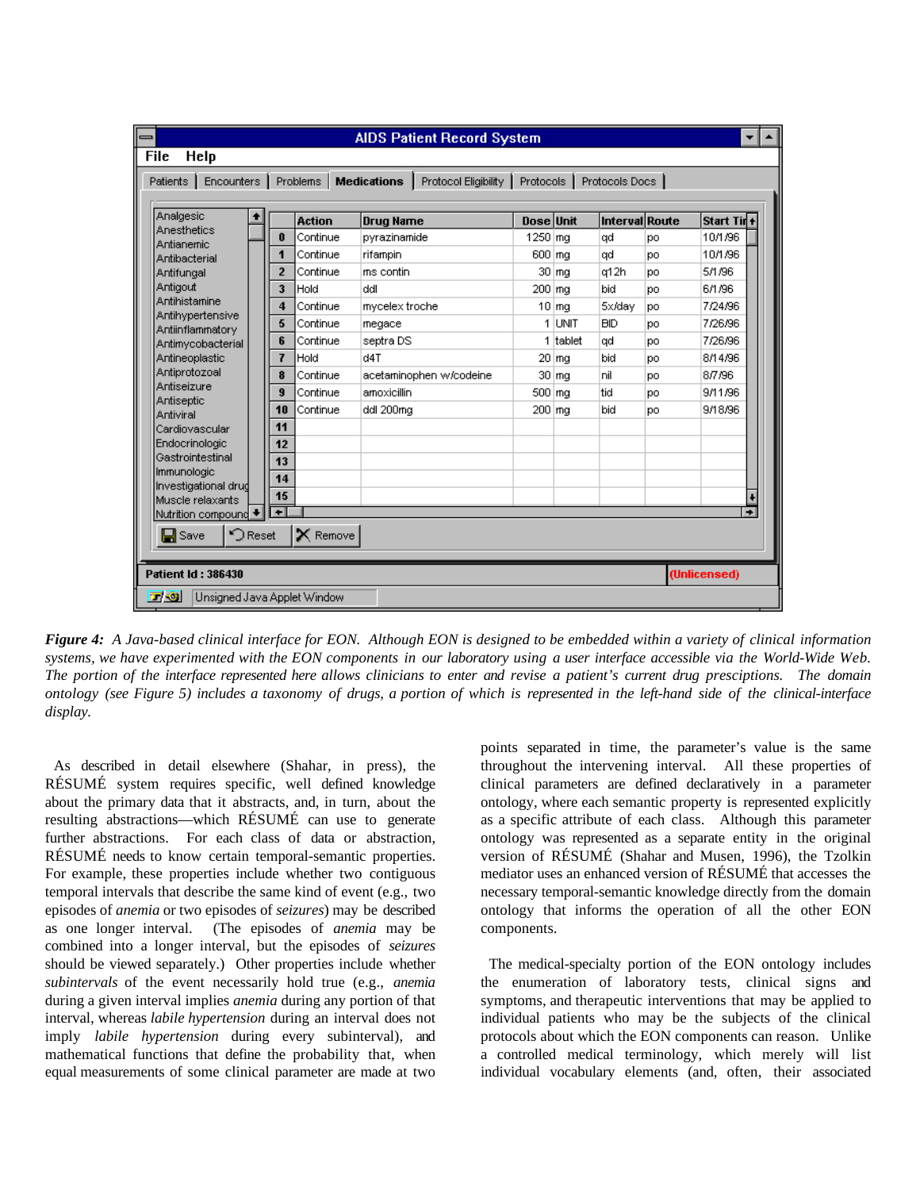| | Action | Drug Name | Dose | Unit | Interval | Route | Start Time |
|---|---|---|---|---|---|---|---|
| 0 | Continue | pyrazinamide | 1250 | mg | qd | po | 10/1/96 |
| 1 | Continue | rifampin | 600 | mg | qd | po | 10/1/96 |
| 2 | Continue | ms contin | 30 | mg | q12h | po | 5/1/96 |
| 3 | Hold | ddI | 200 | mg | bid | po | 6/1/96 |
| 4 | Continue | mycelex troche | 10 | mg | 5x/day | po | 7/24/96 |
| 5 | Continue | megace | 1 | UNIT | BID | po | 7/26/96 |
| 6 | Continue | septra DS | 1 | tablet | qd | po | 7/26/96 |
| 7 | Hold | d4T | 20 | mg | bid | po | 8/14/96 |
| 8 | Continue | acetaminophen w/codeine | 30 | mg | nil | po | 8/7/96 |
| 9 | Continue | amoxicillin | 500 | mg | tid | po | 9/11/96 |
| 10 | Continue | ddI 200mg | 200 | mg | bid | po | 9/18/96 |

***Figure 4:*** *A Java-based clinical interface for EON. Although EON is designed to be embedded within a variety of clinical information systems, we have experimented with the EON components in our laboratory using a user interface accessible via the World-Wide Web. The portion of the interface represented here allows clinicians to enter and revise a patient's current drug presciptions. The domain ontology (see Figure 5) includes a taxonomy of drugs, a portion of which is represented in the left-hand side of the clinical-interface display.*

As described in detail elsewhere (Shahar, in press), the RÉSUMÉ system requires specific, well defined knowledge about the primary data that it abstracts, and, in turn, about the resulting abstractions—which RÉSUMÉ can use to generate further abstractions. For each class of data or abstraction, RÉSUMÉ needs to know certain temporal-semantic properties. For example, these properties include whether two contiguous temporal intervals that describe the same kind of event (e.g., two episodes of *anemia* or two episodes of *seizures*) may be described as one longer interval. (The episodes of *anemia* may be combined into a longer interval, but the episodes of *seizures* should be viewed separately.) Other properties include whether *subintervals* of the event necessarily hold true (e.g., *anemia* during a given interval implies *anemia* during any portion of that interval, whereas *labile hypertension* during an interval does not imply *labile hypertension* during every subinterval), and mathematical functions that define the probability that, when equal measurements of some clinical parameter are made at two points separated in time, the parameter's value is the same throughout the intervening interval. All these properties of clinical parameters are defined declaratively in a parameter ontology, where each semantic property is represented explicitly as a specific attribute of each class. Although this parameter ontology was represented as a separate entity in the original version of RÉSUMÉ (Shahar and Musen, 1996), the Tzolkin mediator uses an enhanced version of RÉSUMÉ that accesses the necessary temporal-semantic knowledge directly from the domain ontology that informs the operation of all the other EON components.

The medical-specialty portion of the EON ontology includes the enumeration of laboratory tests, clinical signs and symptoms, and therapeutic interventions that may be applied to individual patients who may be the subjects of the clinical protocols about which the EON components can reason. Unlike a controlled medical terminology, which merely will list individual vocabulary elements (and, often, their associated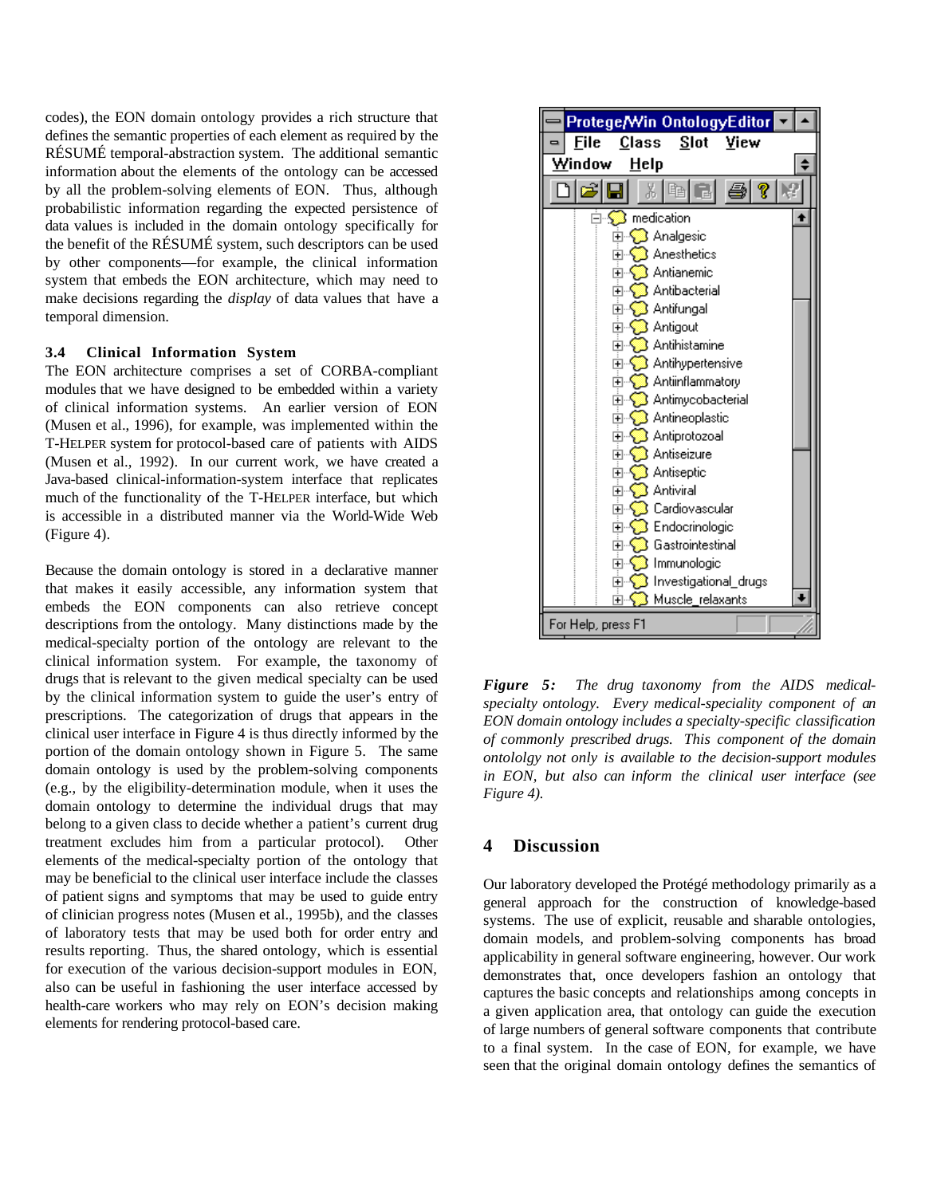codes), the EON domain ontology provides a rich structure that defines the semantic properties of each element as required by the RÉSUMÉ temporal-abstraction system. The additional semantic information about the elements of the ontology can be accessed by all the problem-solving elements of EON. Thus, although probabilistic information regarding the expected persistence of data values is included in the domain ontology specifically for the benefit of the RÉSUMÉ system, such descriptors can be used by other components—for example, the clinical information system that embeds the EON architecture, which may need to make decisions regarding the *display* of data values that have a temporal dimension.

### 3.4 Clinical Information System

The EON architecture comprises a set of CORBA-compliant modules that we have designed to be embedded within a variety of clinical information systems. An earlier version of EON (Musen et al., 1996), for example, was implemented within the T-HELPER system for protocol-based care of patients with AIDS (Musen et al., 1992). In our current work, we have created a Java-based clinical-information-system interface that replicates much of the functionality of the T-HELPER interface, but which is accessible in a distributed manner via the World-Wide Web (Figure 4).

Because the domain ontology is stored in a declarative manner that makes it easily accessible, any information system that embeds the EON components can also retrieve concept descriptions from the ontology. Many distinctions made by the medical-specialty portion of the ontology are relevant to the clinical information system. For example, the taxonomy of drugs that is relevant to the given medical specialty can be used by the clinical information system to guide the user's entry of prescriptions. The categorization of drugs that appears in the clinical user interface in Figure 4 is thus directly informed by the portion of the domain ontology shown in Figure 5. The same domain ontology is used by the problem-solving components (e.g., by the eligibility-determination module, when it uses the domain ontology to determine the individual drugs that may belong to a given class to decide whether a patient's current drug treatment excludes him from a particular protocol). Other elements of the medical-specialty portion of the ontology that may be beneficial to the clinical user interface include the classes of patient signs and symptoms that may be used to guide entry of clinician progress notes (Musen et al., 1995b), and the classes of laboratory tests that may be used both for order entry and results reporting. Thus, the shared ontology, which is essential for execution of the various decision-support modules in EON, also can be useful in fashioning the user interface accessed by health-care workers who may rely on EON's decision making elements for rendering protocol-based care.

*Figure 5: The drug taxonomy from the AIDS medical-specialty ontology. Every medical-speciality component of an EON domain ontology includes a specialty-specific classification of commonly prescribed drugs. This component of the domain ontololgy not only is available to the decision-support modules in EON, but also can inform the clinical user interface (see Figure 4).*

## 4 Discussion

Our laboratory developed the Protégé methodology primarily as a general approach for the construction of knowledge-based systems. The use of explicit, reusable and sharable ontologies, domain models, and problem-solving components has broad applicability in general software engineering, however. Our work demonstrates that, once developers fashion an ontology that captures the basic concepts and relationships among concepts in a given application area, that ontology can guide the execution of large numbers of general software components that contribute to a final system. In the case of EON, for example, we have seen that the original domain ontology defines the semantics of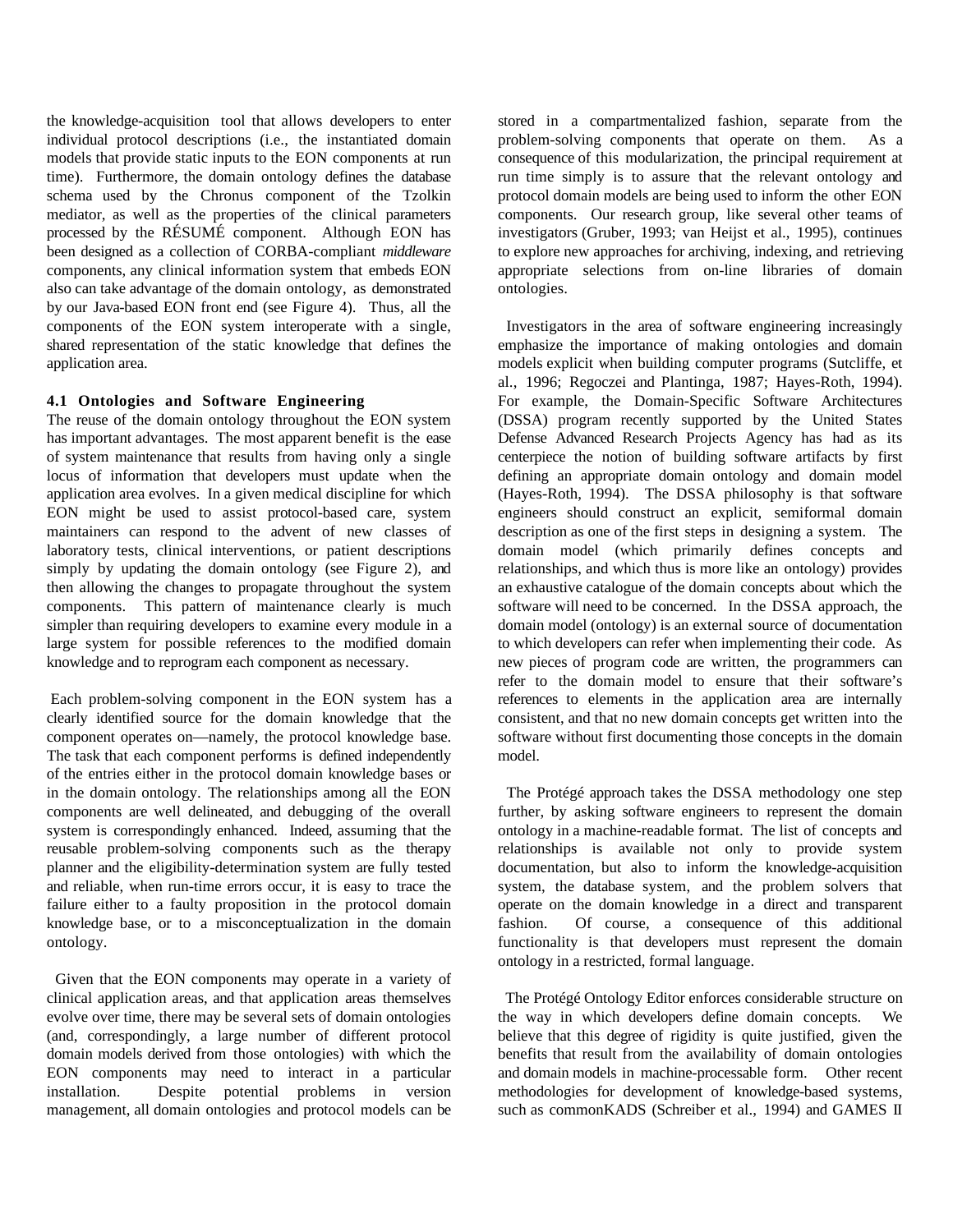the knowledge-acquisition tool that allows developers to enter individual protocol descriptions (i.e., the instantiated domain models that provide static inputs to the EON components at run time). Furthermore, the domain ontology defines the database schema used by the Chronus component of the Tzolkin mediator, as well as the properties of the clinical parameters processed by the RÉSUMÉ component. Although EON has been designed as a collection of CORBA-compliant *middleware* components, any clinical information system that embeds EON also can take advantage of the domain ontology, as demonstrated by our Java-based EON front end (see Figure 4). Thus, all the components of the EON system interoperate with a single, shared representation of the static knowledge that defines the application area.

### 4.1 Ontologies and Software Engineering

The reuse of the domain ontology throughout the EON system has important advantages. The most apparent benefit is the ease of system maintenance that results from having only a single locus of information that developers must update when the application area evolves. In a given medical discipline for which EON might be used to assist protocol-based care, system maintainers can respond to the advent of new classes of laboratory tests, clinical interventions, or patient descriptions simply by updating the domain ontology (see Figure 2), and then allowing the changes to propagate throughout the system components. This pattern of maintenance clearly is much simpler than requiring developers to examine every module in a large system for possible references to the modified domain knowledge and to reprogram each component as necessary.

Each problem-solving component in the EON system has a clearly identified source for the domain knowledge that the component operates on—namely, the protocol knowledge base. The task that each component performs is defined independently of the entries either in the protocol domain knowledge bases or in the domain ontology. The relationships among all the EON components are well delineated, and debugging of the overall system is correspondingly enhanced. Indeed, assuming that the reusable problem-solving components such as the therapy planner and the eligibility-determination system are fully tested and reliable, when run-time errors occur, it is easy to trace the failure either to a faulty proposition in the protocol domain knowledge base, or to a misconceptualization in the domain ontology.

Given that the EON components may operate in a variety of clinical application areas, and that application areas themselves evolve over time, there may be several sets of domain ontologies (and, correspondingly, a large number of different protocol domain models derived from those ontologies) with which the EON components may need to interact in a particular installation. Despite potential problems in version management, all domain ontologies and protocol models can be stored in a compartmentalized fashion, separate from the problem-solving components that operate on them. As a consequence of this modularization, the principal requirement at run time simply is to assure that the relevant ontology and protocol domain models are being used to inform the other EON components. Our research group, like several other teams of investigators (Gruber, 1993; van Heijst et al., 1995), continues to explore new approaches for archiving, indexing, and retrieving appropriate selections from on-line libraries of domain ontologies.

Investigators in the area of software engineering increasingly emphasize the importance of making ontologies and domain models explicit when building computer programs (Sutcliffe, et al., 1996; Regoczei and Plantinga, 1987; Hayes-Roth, 1994). For example, the Domain-Specific Software Architectures (DSSA) program recently supported by the United States Defense Advanced Research Projects Agency has had as its centerpiece the notion of building software artifacts by first defining an appropriate domain ontology and domain model (Hayes-Roth, 1994). The DSSA philosophy is that software engineers should construct an explicit, semiformal domain description as one of the first steps in designing a system. The domain model (which primarily defines concepts and relationships, and which thus is more like an ontology) provides an exhaustive catalogue of the domain concepts about which the software will need to be concerned. In the DSSA approach, the domain model (ontology) is an external source of documentation to which developers can refer when implementing their code. As new pieces of program code are written, the programmers can refer to the domain model to ensure that their software's references to elements in the application area are internally consistent, and that no new domain concepts get written into the software without first documenting those concepts in the domain model.

The Protégé approach takes the DSSA methodology one step further, by asking software engineers to represent the domain ontology in a machine-readable format. The list of concepts and relationships is available not only to provide system documentation, but also to inform the knowledge-acquisition system, the database system, and the problem solvers that operate on the domain knowledge in a direct and transparent fashion. Of course, a consequence of this additional functionality is that developers must represent the domain ontology in a restricted, formal language.

The Protégé Ontology Editor enforces considerable structure on the way in which developers define domain concepts. We believe that this degree of rigidity is quite justified, given the benefits that result from the availability of domain ontologies and domain models in machine-processable form. Other recent methodologies for development of knowledge-based systems, such as commonKADS (Schreiber et al., 1994) and GAMES II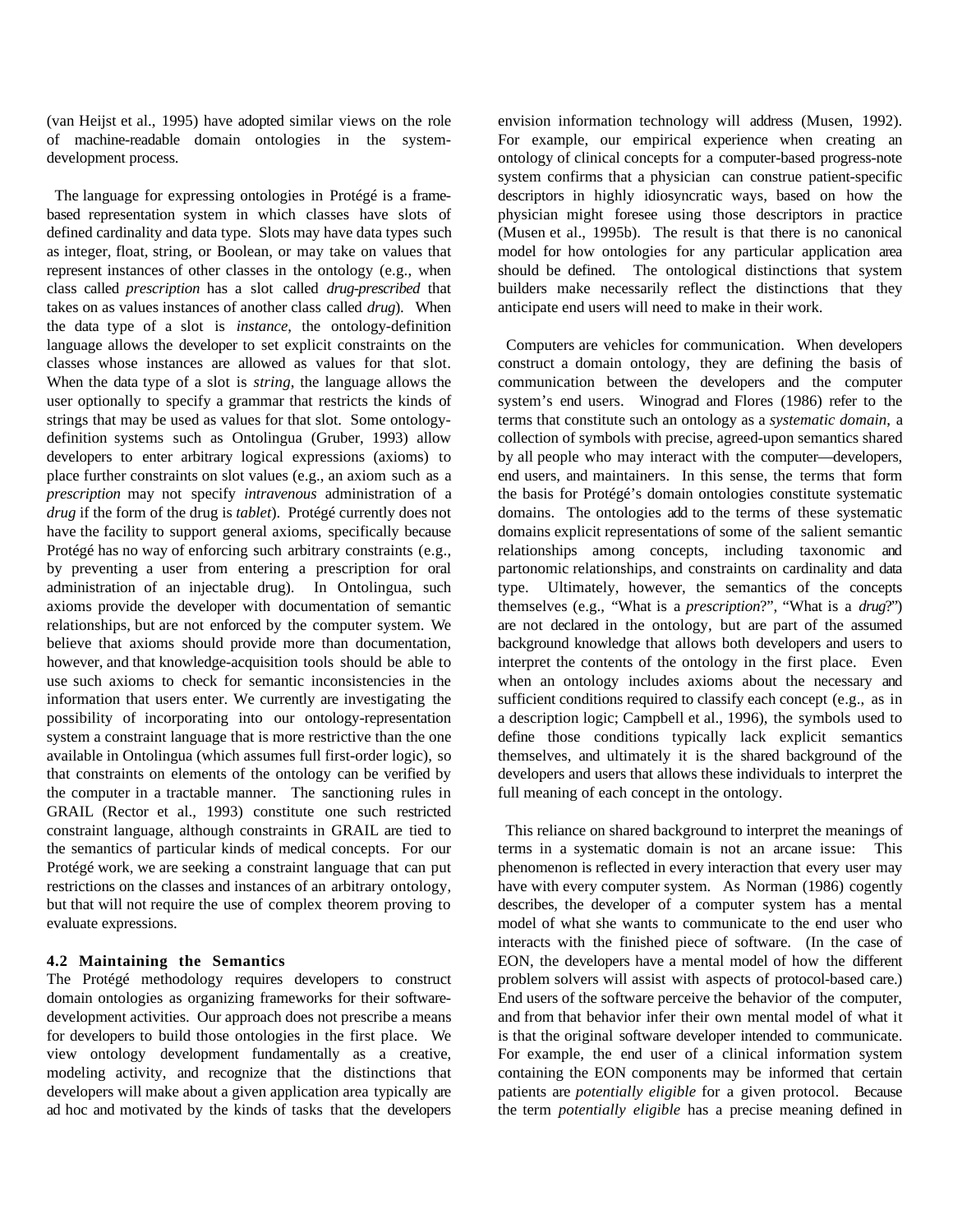(van Heijst et al., 1995) have adopted similar views on the role of machine-readable domain ontologies in the system-development process.

The language for expressing ontologies in Protégé is a frame-based representation system in which classes have slots of defined cardinality and data type. Slots may have data types such as integer, float, string, or Boolean, or may take on values that represent instances of other classes in the ontology (e.g., when class called *prescription* has a slot called *drug-prescribed* that takes on as values instances of another class called *drug*). When the data type of a slot is *instance*, the ontology-definition language allows the developer to set explicit constraints on the classes whose instances are allowed as values for that slot. When the data type of a slot is *string*, the language allows the user optionally to specify a grammar that restricts the kinds of strings that may be used as values for that slot. Some ontology-definition systems such as Ontolingua (Gruber, 1993) allow developers to enter arbitrary logical expressions (axioms) to place further constraints on slot values (e.g., an axiom such as a *prescription* may not specify *intravenous* administration of a *drug* if the form of the drug is *tablet*). Protégé currently does not have the facility to support general axioms, specifically because Protégé has no way of enforcing such arbitrary constraints (e.g., by preventing a user from entering a prescription for oral administration of an injectable drug). In Ontolingua, such axioms provide the developer with documentation of semantic relationships, but are not enforced by the computer system. We believe that axioms should provide more than documentation, however, and that knowledge-acquisition tools should be able to use such axioms to check for semantic inconsistencies in the information that users enter. We currently are investigating the possibility of incorporating into our ontology-representation system a constraint language that is more restrictive than the one available in Ontolingua (which assumes full first-order logic), so that constraints on elements of the ontology can be verified by the computer in a tractable manner. The sanctioning rules in GRAIL (Rector et al., 1993) constitute one such restricted constraint language, although constraints in GRAIL are tied to the semantics of particular kinds of medical concepts. For our Protégé work, we are seeking a constraint language that can put restrictions on the classes and instances of an arbitrary ontology, but that will not require the use of complex theorem proving to evaluate expressions.

### 4.2 Maintaining the Semantics

The Protégé methodology requires developers to construct domain ontologies as organizing frameworks for their software-development activities. Our approach does not prescribe a means for developers to build those ontologies in the first place. We view ontology development fundamentally as a creative, modeling activity, and recognize that the distinctions that developers will make about a given application area typically are ad hoc and motivated by the kinds of tasks that the developers envision information technology will address (Musen, 1992). For example, our empirical experience when creating an ontology of clinical concepts for a computer-based progress-note system confirms that a physician can construe patient-specific descriptors in highly idiosyncratic ways, based on how the physician might foresee using those descriptors in practice (Musen et al., 1995b). The result is that there is no canonical model for how ontologies for any particular application area should be defined. The ontological distinctions that system builders make necessarily reflect the distinctions that they anticipate end users will need to make in their work.

Computers are vehicles for communication. When developers construct a domain ontology, they are defining the basis of communication between the developers and the computer system's end users. Winograd and Flores (1986) refer to the terms that constitute such an ontology as a *systematic domain*, a collection of symbols with precise, agreed-upon semantics shared by all people who may interact with the computer—developers, end users, and maintainers. In this sense, the terms that form the basis for Protégé's domain ontologies constitute systematic domains. The ontologies add to the terms of these systematic domains explicit representations of some of the salient semantic relationships among concepts, including taxonomic and partonomic relationships, and constraints on cardinality and data type. Ultimately, however, the semantics of the concepts themselves (e.g., "What is a *prescription*?", "What is a *drug*?") are not declared in the ontology, but are part of the assumed background knowledge that allows both developers and users to interpret the contents of the ontology in the first place. Even when an ontology includes axioms about the necessary and sufficient conditions required to classify each concept (e.g., as in a description logic; Campbell et al., 1996), the symbols used to define those conditions typically lack explicit semantics themselves, and ultimately it is the shared background of the developers and users that allows these individuals to interpret the full meaning of each concept in the ontology.

This reliance on shared background to interpret the meanings of terms in a systematic domain is not an arcane issue: This phenomenon is reflected in every interaction that every user may have with every computer system. As Norman (1986) cogently describes, the developer of a computer system has a mental model of what she wants to communicate to the end user who interacts with the finished piece of software. (In the case of EON, the developers have a mental model of how the different problem solvers will assist with aspects of protocol-based care.) End users of the software perceive the behavior of the computer, and from that behavior infer their own mental model of what it is that the original software developer intended to communicate. For example, the end user of a clinical information system containing the EON components may be informed that certain patients are *potentially eligible* for a given protocol. Because the term *potentially eligible* has a precise meaning defined in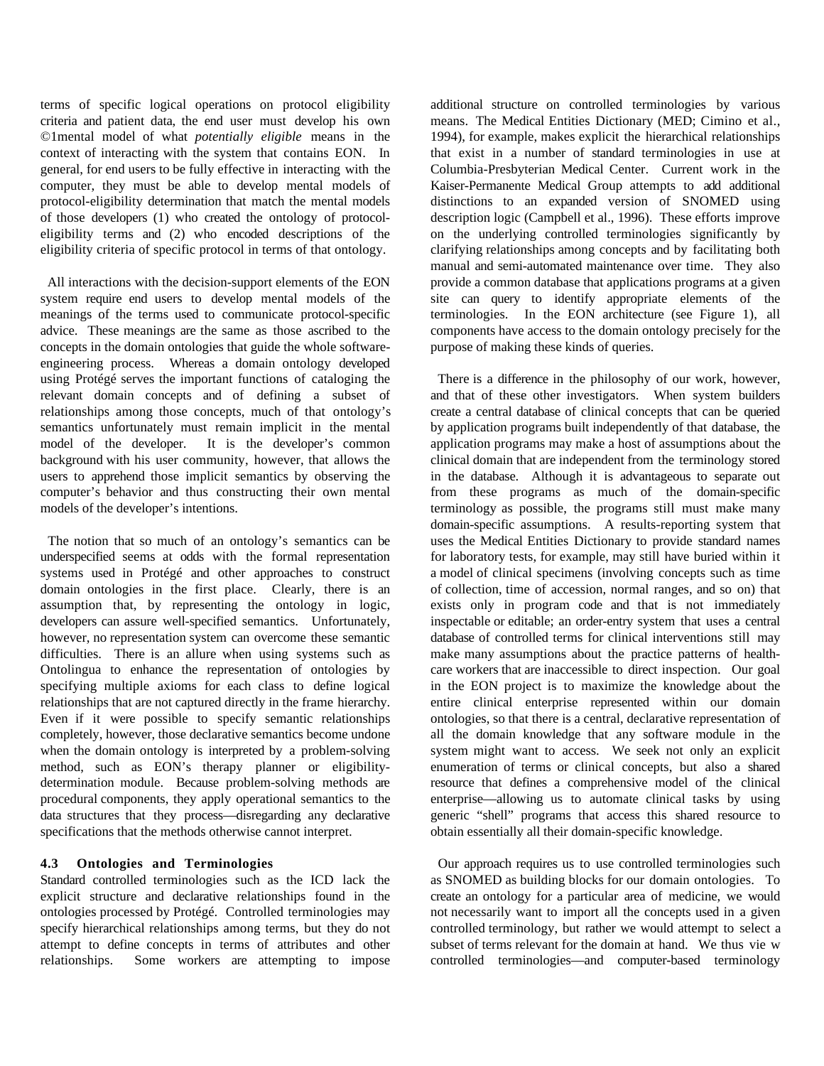terms of specific logical operations on protocol eligibility criteria and patient data, the end user must develop his own ©1mental model of what *potentially eligible* means in the context of interacting with the system that contains EON. In general, for end users to be fully effective in interacting with the computer, they must be able to develop mental models of protocol-eligibility determination that match the mental models of those developers (1) who created the ontology of protocol-eligibility terms and (2) who encoded descriptions of the eligibility criteria of specific protocol in terms of that ontology.

All interactions with the decision-support elements of the EON system require end users to develop mental models of the meanings of the terms used to communicate protocol-specific advice. These meanings are the same as those ascribed to the concepts in the domain ontologies that guide the whole software-engineering process. Whereas a domain ontology developed using Protégé serves the important functions of cataloging the relevant domain concepts and of defining a subset of relationships among those concepts, much of that ontology's semantics unfortunately must remain implicit in the mental model of the developer. It is the developer's common background with his user community, however, that allows the users to apprehend those implicit semantics by observing the computer's behavior and thus constructing their own mental models of the developer's intentions.

The notion that so much of an ontology's semantics can be underspecified seems at odds with the formal representation systems used in Protégé and other approaches to construct domain ontologies in the first place. Clearly, there is an assumption that, by representing the ontology in logic, developers can assure well-specified semantics. Unfortunately, however, no representation system can overcome these semantic difficulties. There is an allure when using systems such as Ontolingua to enhance the representation of ontologies by specifying multiple axioms for each class to define logical relationships that are not captured directly in the frame hierarchy. Even if it were possible to specify semantic relationships completely, however, those declarative semantics become undone when the domain ontology is interpreted by a problem-solving method, such as EON's therapy planner or eligibility-determination module. Because problem-solving methods are procedural components, they apply operational semantics to the data structures that they process—disregarding any declarative specifications that the methods otherwise cannot interpret.

### 4.3 Ontologies and Terminologies

Standard controlled terminologies such as the ICD lack the explicit structure and declarative relationships found in the ontologies processed by Protégé. Controlled terminologies may specify hierarchical relationships among terms, but they do not attempt to define concepts in terms of attributes and other relationships. Some workers are attempting to impose additional structure on controlled terminologies by various means. The Medical Entities Dictionary (MED; Cimino et al., 1994), for example, makes explicit the hierarchical relationships that exist in a number of standard terminologies in use at Columbia-Presbyterian Medical Center. Current work in the Kaiser-Permanente Medical Group attempts to add additional distinctions to an expanded version of SNOMED using description logic (Campbell et al., 1996). These efforts improve on the underlying controlled terminologies significantly by clarifying relationships among concepts and by facilitating both manual and semi-automated maintenance over time. They also provide a common database that applications programs at a given site can query to identify appropriate elements of the terminologies. In the EON architecture (see Figure 1), all components have access to the domain ontology precisely for the purpose of making these kinds of queries.

There is a difference in the philosophy of our work, however, and that of these other investigators. When system builders create a central database of clinical concepts that can be queried by application programs built independently of that database, the application programs may make a host of assumptions about the clinical domain that are independent from the terminology stored in the database. Although it is advantageous to separate out from these programs as much of the domain-specific terminology as possible, the programs still must make many domain-specific assumptions. A results-reporting system that uses the Medical Entities Dictionary to provide standard names for laboratory tests, for example, may still have buried within it a model of clinical specimens (involving concepts such as time of collection, time of accession, normal ranges, and so on) that exists only in program code and that is not immediately inspectable or editable; an order-entry system that uses a central database of controlled terms for clinical interventions still may make many assumptions about the practice patterns of health-care workers that are inaccessible to direct inspection. Our goal in the EON project is to maximize the knowledge about the entire clinical enterprise represented within our domain ontologies, so that there is a central, declarative representation of all the domain knowledge that any software module in the system might want to access. We seek not only an explicit enumeration of terms or clinical concepts, but also a shared resource that defines a comprehensive model of the clinical enterprise—allowing us to automate clinical tasks by using generic "shell" programs that access this shared resource to obtain essentially all their domain-specific knowledge.

Our approach requires us to use controlled terminologies such as SNOMED as building blocks for our domain ontologies. To create an ontology for a particular area of medicine, we would not necessarily want to import all the concepts used in a given controlled terminology, but rather we would attempt to select a subset of terms relevant for the domain at hand. We thus vie w controlled terminologies—and computer-based terminology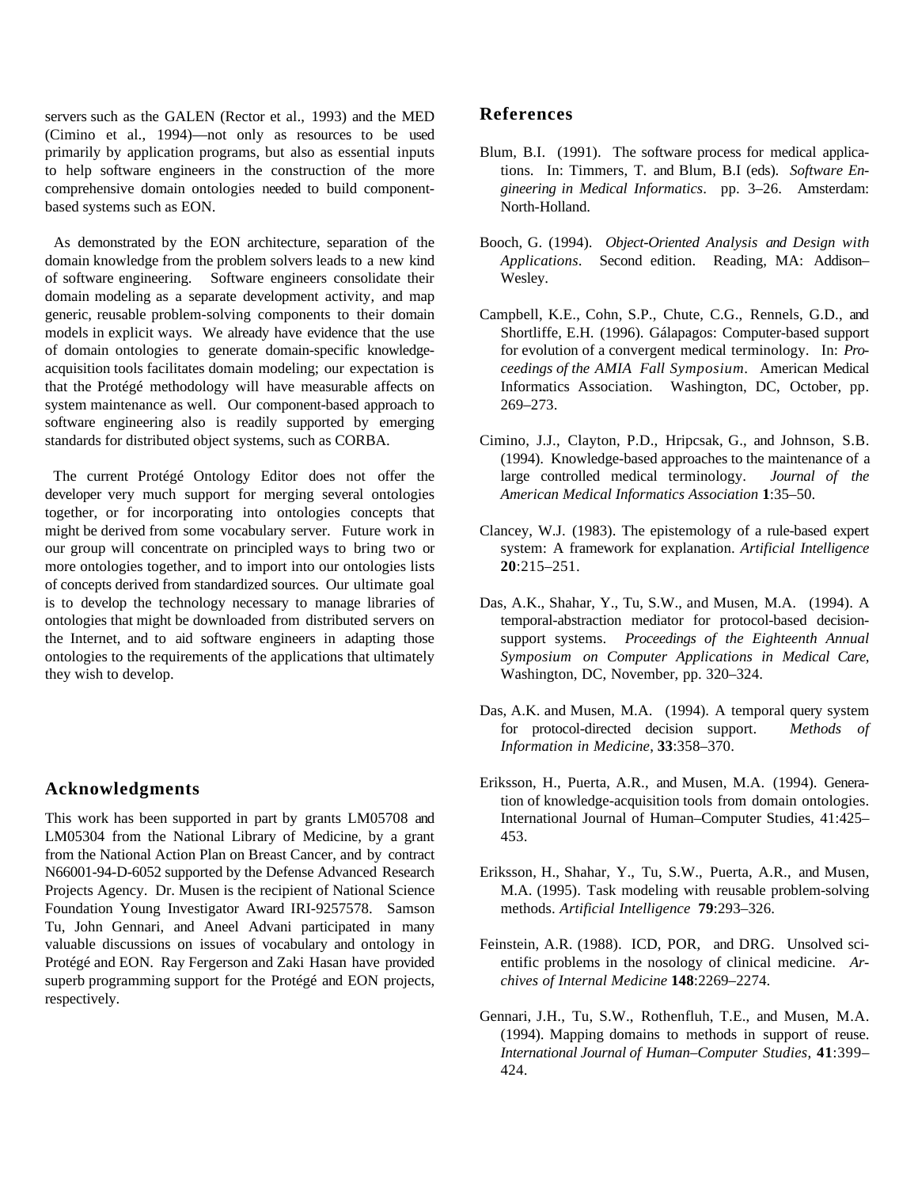servers such as the GALEN (Rector et al., 1993) and the MED (Cimino et al., 1994)—not only as resources to be used primarily by application programs, but also as essential inputs to help software engineers in the construction of the more comprehensive domain ontologies needed to build component-based systems such as EON.

As demonstrated by the EON architecture, separation of the domain knowledge from the problem solvers leads to a new kind of software engineering. Software engineers consolidate their domain modeling as a separate development activity, and map generic, reusable problem-solving components to their domain models in explicit ways. We already have evidence that the use of domain ontologies to generate domain-specific knowledge-acquisition tools facilitates domain modeling; our expectation is that the Protégé methodology will have measurable affects on system maintenance as well. Our component-based approach to software engineering also is readily supported by emerging standards for distributed object systems, such as CORBA.

The current Protégé Ontology Editor does not offer the developer very much support for merging several ontologies together, or for incorporating into ontologies concepts that might be derived from some vocabulary server. Future work in our group will concentrate on principled ways to bring two or more ontologies together, and to import into our ontologies lists of concepts derived from standardized sources. Our ultimate goal is to develop the technology necessary to manage libraries of ontologies that might be downloaded from distributed servers on the Internet, and to aid software engineers in adapting those ontologies to the requirements of the applications that ultimately they wish to develop.

## Acknowledgments

This work has been supported in part by grants LM05708 and LM05304 from the National Library of Medicine, by a grant from the National Action Plan on Breast Cancer, and by contract N66001-94-D-6052 supported by the Defense Advanced Research Projects Agency. Dr. Musen is the recipient of National Science Foundation Young Investigator Award IRI-9257578. Samson Tu, John Gennari, and Aneel Advani participated in many valuable discussions on issues of vocabulary and ontology in Protégé and EON. Ray Fergerson and Zaki Hasan have provided superb programming support for the Protégé and EON projects, respectively.

## References

Blum, B.I. (1991). The software process for medical applications. In: Timmers, T. and Blum, B.I (eds). *Software Engineering in Medical Informatics*. pp. 3–26. Amsterdam: North-Holland.

Booch, G. (1994). *Object-Oriented Analysis and Design with Applications*. Second edition. Reading, MA: Addison–Wesley.

Campbell, K.E., Cohn, S.P., Chute, C.G., Rennels, G.D., and Shortliffe, E.H. (1996). Gálapagos: Computer-based support for evolution of a convergent medical terminology. In: *Proceedings of the AMIA Fall Symposium*. American Medical Informatics Association. Washington, DC, October, pp. 269–273.

Cimino, J.J., Clayton, P.D., Hripcsak, G., and Johnson, S.B. (1994). Knowledge-based approaches to the maintenance of a large controlled medical terminology. *Journal of the American Medical Informatics Association* **1**:35–50.

Clancey, W.J. (1983). The epistemology of a rule-based expert system: A framework for explanation. *Artificial Intelligence* **20**:215–251.

Das, A.K., Shahar, Y., Tu, S.W., and Musen, M.A. (1994). A temporal-abstraction mediator for protocol-based decision-support systems. *Proceedings of the Eighteenth Annual Symposium on Computer Applications in Medical Care,* Washington, DC, November, pp. 320–324.

Das, A.K. and Musen, M.A. (1994). A temporal query system for protocol-directed decision support. *Methods of Information in Medicine*, **33**:358–370.

Eriksson, H., Puerta, A.R., and Musen, M.A. (1994). Generation of knowledge-acquisition tools from domain ontologies. International Journal of Human–Computer Studies, 41:425–453.

Eriksson, H., Shahar, Y., Tu, S.W., Puerta, A.R., and Musen, M.A. (1995). Task modeling with reusable problem-solving methods. *Artificial Intelligence* **79**:293–326.

Feinstein, A.R. (1988). ICD, POR, and DRG. Unsolved scientific problems in the nosology of clinical medicine. *Archives of Internal Medicine* **148**:2269–2274.

Gennari, J.H., Tu, S.W., Rothenfluh, T.E., and Musen, M.A. (1994). Mapping domains to methods in support of reuse. *International Journal of Human–Computer Studies*, **41**:399–424.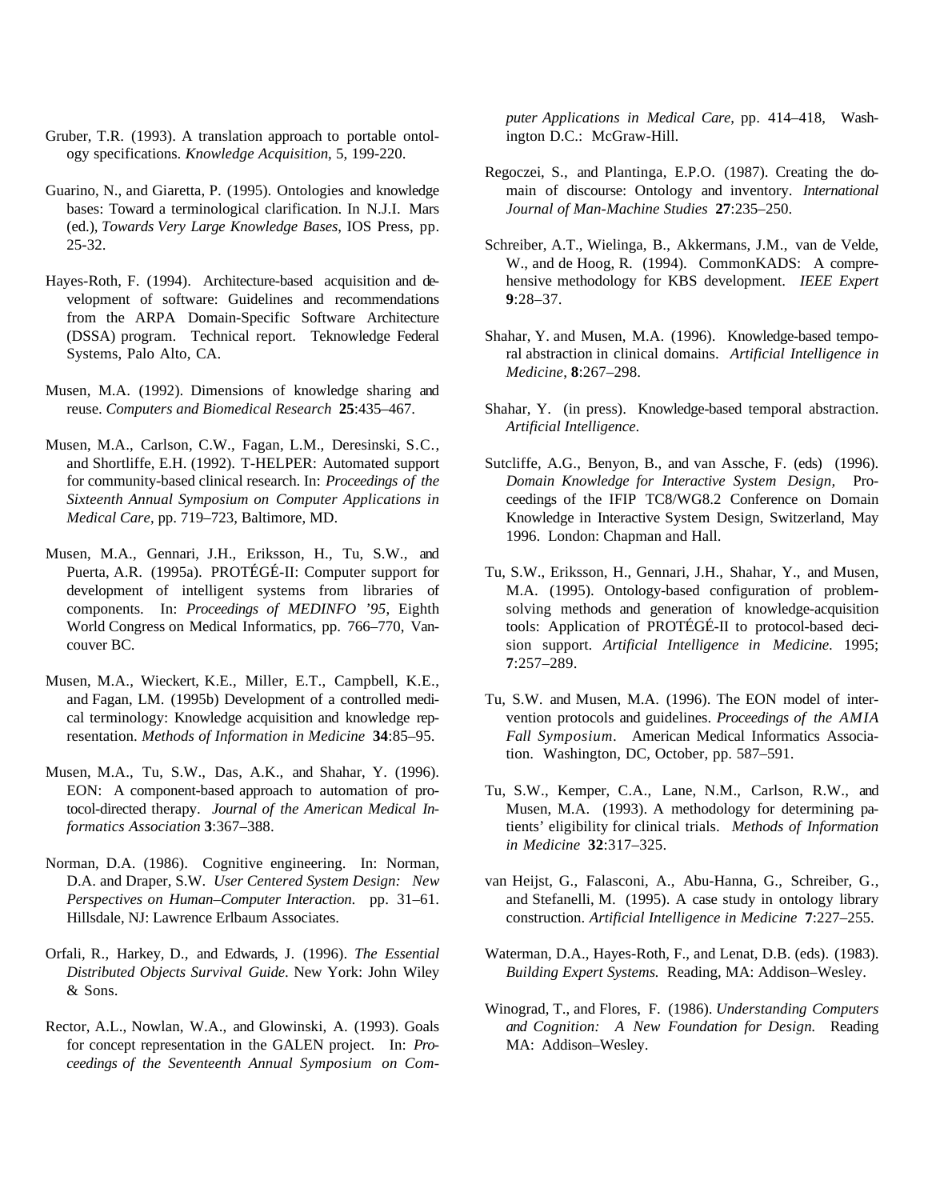Gruber, T.R. (1993). A translation approach to portable ontology specifications. *Knowledge Acquisition*, 5, 199-220.

Guarino, N., and Giaretta, P. (1995). Ontologies and knowledge bases: Toward a terminological clarification. In N.J.I. Mars (ed.), *Towards Very Large Knowledge Bases*, IOS Press, pp. 25-32.

Hayes-Roth, F. (1994). Architecture-based acquisition and development of software: Guidelines and recommendations from the ARPA Domain-Specific Software Architecture (DSSA) program. Technical report. Teknowledge Federal Systems, Palo Alto, CA.

Musen, M.A. (1992). Dimensions of knowledge sharing and reuse. *Computers and Biomedical Research* **25**:435–467.

Musen, M.A., Carlson, C.W., Fagan, L.M., Deresinski, S.C., and Shortliffe, E.H. (1992). T-HELPER: Automated support for community-based clinical research. In: *Proceedings of the Sixteenth Annual Symposium on Computer Applications in Medical Care*, pp. 719–723, Baltimore, MD.

Musen, M.A., Gennari, J.H., Eriksson, H., Tu, S.W., and Puerta, A.R. (1995a). PROTÉGÉ-II: Computer support for development of intelligent systems from libraries of components. In: *Proceedings of MEDINFO '95*, Eighth World Congress on Medical Informatics, pp. 766–770, Vancouver BC.

Musen, M.A., Wieckert, K.E., Miller, E.T., Campbell, K.E., and Fagan, LM. (1995b) Development of a controlled medical terminology: Knowledge acquisition and knowledge representation. *Methods of Information in Medicine* **34**:85–95.

Musen, M.A., Tu, S.W., Das, A.K., and Shahar, Y. (1996). EON: A component-based approach to automation of protocol-directed therapy. *Journal of the American Medical Informatics Association* **3**:367–388.

Norman, D.A. (1986). Cognitive engineering. In: Norman, D.A. and Draper, S.W. *User Centered System Design: New Perspectives on Human–Computer Interaction*. pp. 31–61. Hillsdale, NJ: Lawrence Erlbaum Associates.

Orfali, R., Harkey, D., and Edwards, J. (1996). *The Essential Distributed Objects Survival Guide*. New York: John Wiley & Sons.

Rector, A.L., Nowlan, W.A., and Glowinski, A. (1993). Goals for concept representation in the GALEN project. In: *Proceedings of the Seventeenth Annual Symposium on Computer Applications in Medical Care*, pp. 414–418, Washington D.C.: McGraw-Hill.

Regoczei, S., and Plantinga, E.P.O. (1987). Creating the domain of discourse: Ontology and inventory. *International Journal of Man-Machine Studies* **27**:235–250.

Schreiber, A.T., Wielinga, B., Akkermans, J.M., van de Velde, W., and de Hoog, R. (1994). CommonKADS: A comprehensive methodology for KBS development. *IEEE Expert* **9**:28–37.

Shahar, Y. and Musen, M.A. (1996). Knowledge-based temporal abstraction in clinical domains. *Artificial Intelligence in Medicine*, **8**:267–298.

Shahar, Y. (in press). Knowledge-based temporal abstraction. *Artificial Intelligence*.

Sutcliffe, A.G., Benyon, B., and van Assche, F. (eds) (1996). *Domain Knowledge for Interactive System Design,* Proceedings of the IFIP TC8/WG8.2 Conference on Domain Knowledge in Interactive System Design, Switzerland, May 1996. London: Chapman and Hall.

Tu, S.W., Eriksson, H., Gennari, J.H., Shahar, Y., and Musen, M.A. (1995). Ontology-based configuration of problem-solving methods and generation of knowledge-acquisition tools: Application of PROTÉGÉ-II to protocol-based decision support. *Artificial Intelligence in Medicine*. 1995; **7**:257–289.

Tu, S.W. and Musen, M.A. (1996). The EON model of intervention protocols and guidelines. *Proceedings of the AMIA Fall Symposium*. American Medical Informatics Association. Washington, DC, October, pp. 587–591.

Tu, S.W., Kemper, C.A., Lane, N.M., Carlson, R.W., and Musen, M.A. (1993). A methodology for determining patients' eligibility for clinical trials. *Methods of Information in Medicine* **32**:317–325.

van Heijst, G., Falasconi, A., Abu-Hanna, G., Schreiber, G., and Stefanelli, M. (1995). A case study in ontology library construction. *Artificial Intelligence in Medicine* **7**:227–255.

Waterman, D.A., Hayes-Roth, F., and Lenat, D.B. (eds). (1983). *Building Expert Systems.* Reading, MA: Addison–Wesley.

Winograd, T., and Flores, F. (1986). *Understanding Computers and Cognition: A New Foundation for Design.* Reading MA: Addison–Wesley.